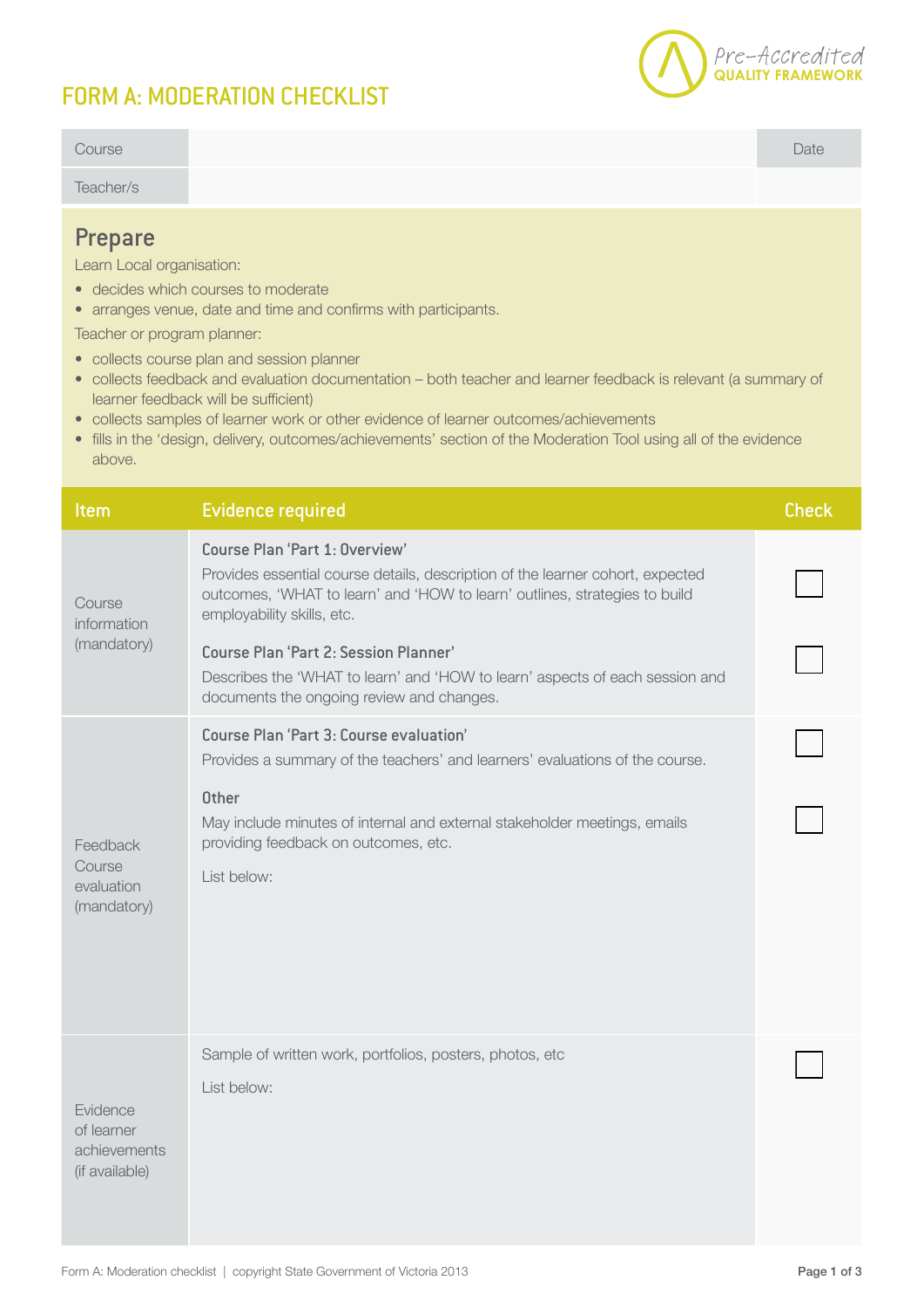# FORM A: MODERATION CHECKLIST

Pre-Accredited QUALITY FRAMEWORK

| Course | | Date |
|---|---|---|
| Teacher/s | | |

## Prepare

Learn Local organisation:

- decides which courses to moderate
- arranges venue, date and time and confirms with participants.

Teacher or program planner:

- collects course plan and session planner
- collects feedback and evaluation documentation – both teacher and learner feedback is relevant (a summary of learner feedback will be sufficient)
- collects samples of learner work or other evidence of learner outcomes/achievements
- fills in the 'design, delivery, outcomes/achievements' section of the Moderation Tool using all of the evidence above.

| Item | Evidence required | Check |
|---|---|---|
| Course information (mandatory) | **Course Plan 'Part 1: Overview'**<br>Provides essential course details, description of the learner cohort, expected outcomes, 'WHAT to learn' and 'HOW to learn' outlines, strategies to build employability skills, etc. | ☐ |
| | **Course Plan 'Part 2: Session Planner'**<br>Describes the 'WHAT to learn' and 'HOW to learn' aspects of each session and documents the ongoing review and changes. | ☐ |
| Feedback Course evaluation (mandatory) | **Course Plan 'Part 3: Course evaluation'**<br>Provides a summary of the teachers' and learners' evaluations of the course. | ☐ |
| | **Other**<br>May include minutes of internal and external stakeholder meetings, emails providing feedback on outcomes, etc.<br>List below: | ☐ |
| Evidence of learner achievements (if available) | Sample of written work, portfolios, posters, photos, etc<br>List below: | ☐ |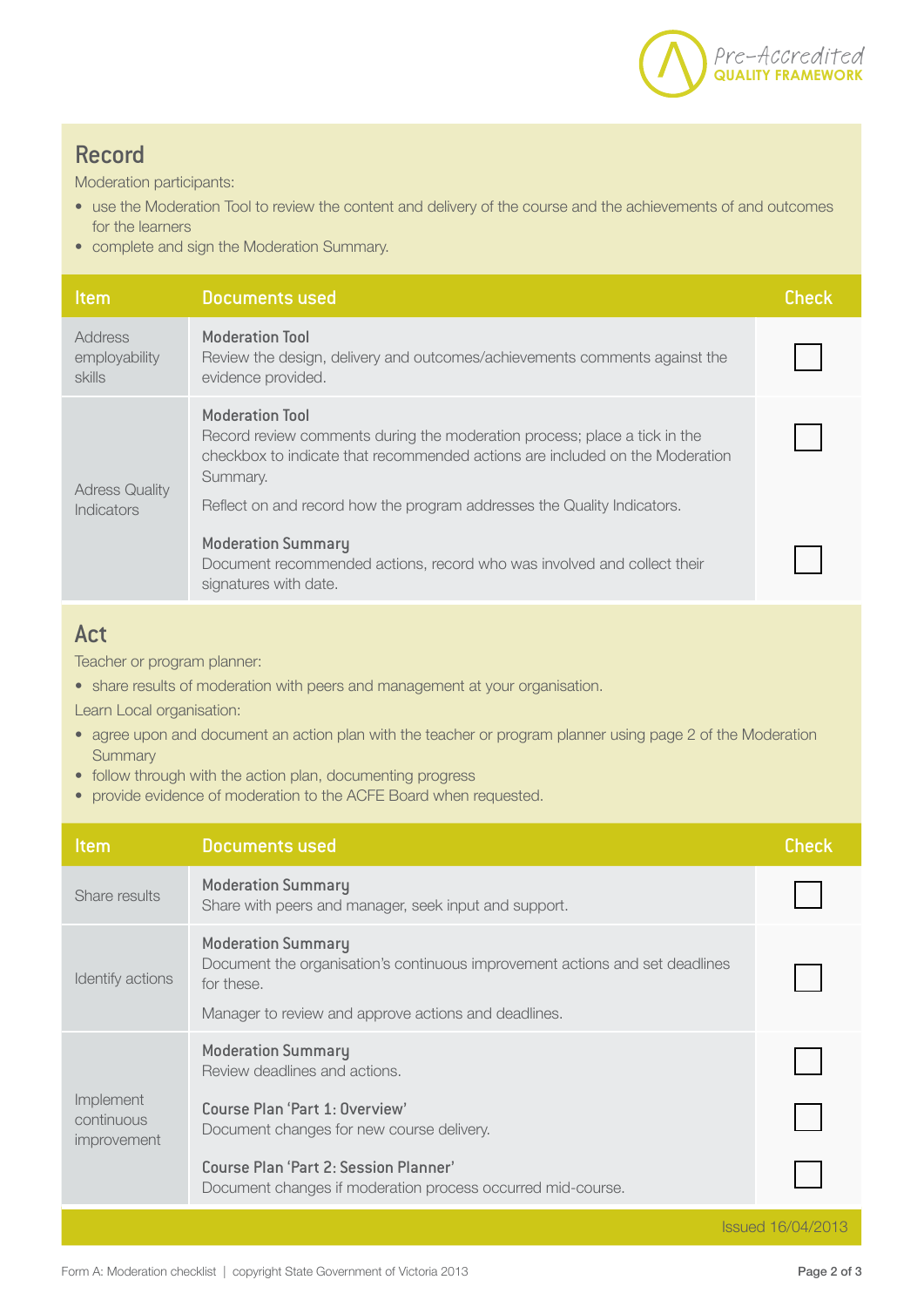## Record

Moderation participants:

- use the Moderation Tool to review the content and delivery of the course and the achievements of and outcomes for the learners
- complete and sign the Moderation Summary.

| Item | Documents used | Check |
|---|---|---|
| Address employability skills | **Moderation Tool**<br>Review the design, delivery and outcomes/achievements comments against the evidence provided. | ☐ |
| Adress Quality Indicators | **Moderation Tool**<br>Record review comments during the moderation process; place a tick in the checkbox to indicate that recommended actions are included on the Moderation Summary.<br>Reflect on and record how the program addresses the Quality Indicators. | ☐ |
| | **Moderation Summary**<br>Document recommended actions, record who was involved and collect their signatures with date. | ☐ |

## Act

Teacher or program planner:

- share results of moderation with peers and management at your organisation.

Learn Local organisation:

- agree upon and document an action plan with the teacher or program planner using page 2 of the Moderation Summary
- follow through with the action plan, documenting progress
- provide evidence of moderation to the ACFE Board when requested.

| Item | Documents used | Check |
|---|---|---|
| Share results | **Moderation Summary**<br>Share with peers and manager, seek input and support. | ☐ |
| Identify actions | **Moderation Summary**<br>Document the organisation's continuous improvement actions and set deadlines for these.<br>Manager to review and approve actions and deadlines. | ☐ |
| Implement continuous improvement | **Moderation Summary**<br>Review deadlines and actions. | ☐ |
| | **Course Plan 'Part 1: Overview'**<br>Document changes for new course delivery. | ☐ |
| | **Course Plan 'Part 2: Session Planner'**<br>Document changes if moderation process occurred mid-course. | ☐ |

Issued 16/04/2013

Form A: Moderation checklist | copyright State Government of Victoria 2013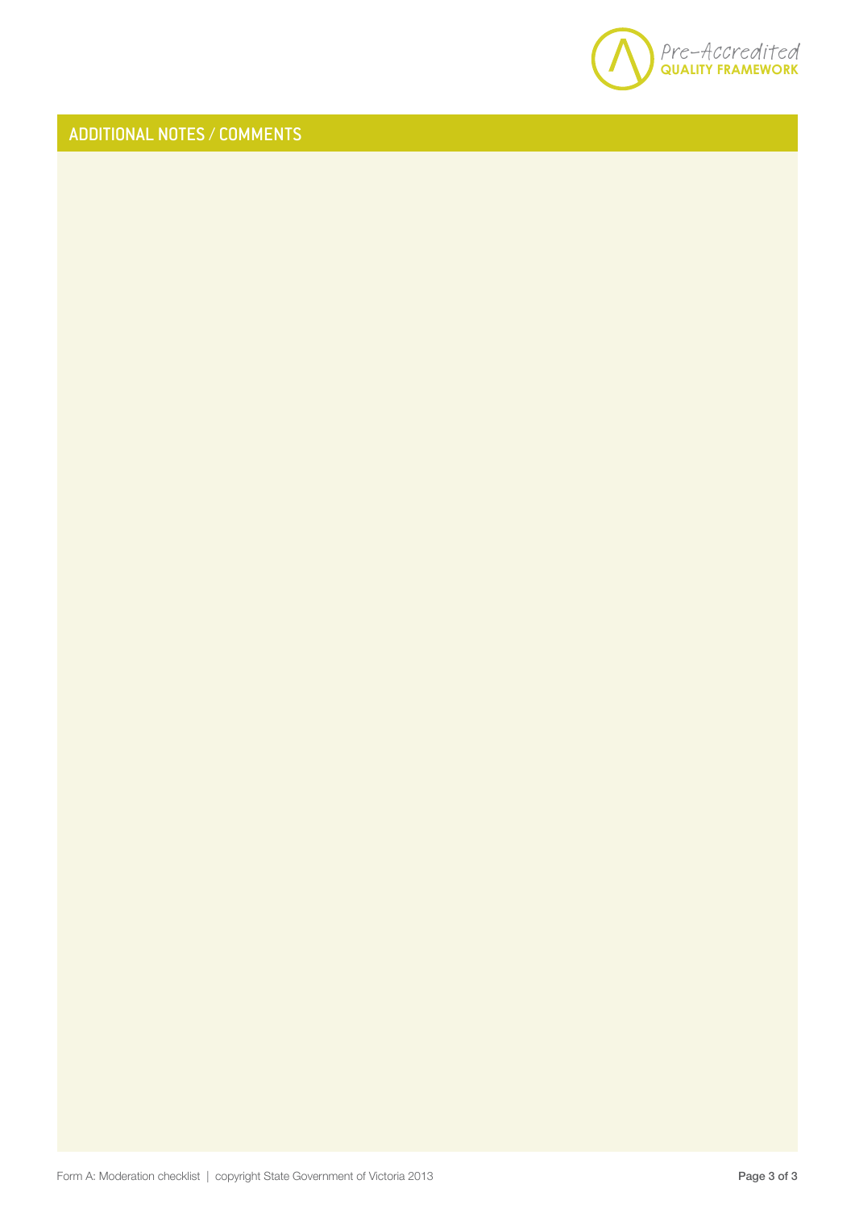## ADDITIONAL NOTES / COMMENTS